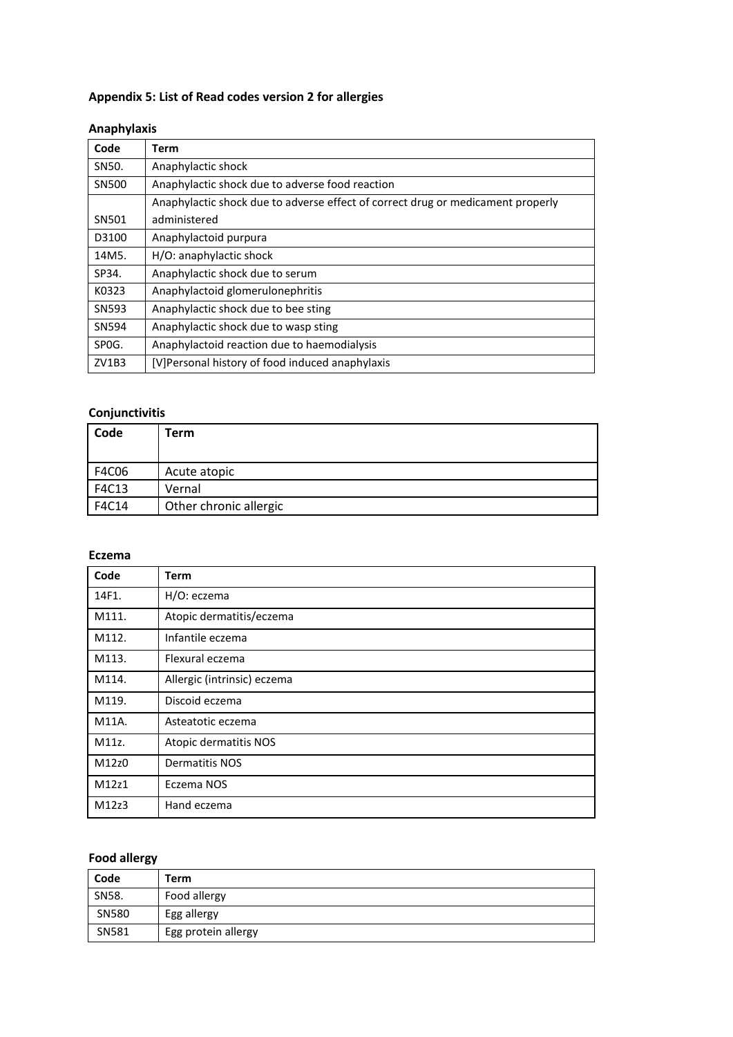## Appendix 5: List of Read codes version 2 for allergies

### Anaphylaxis

| Code | Term |
|---|---|
| SN50. | Anaphylactic shock |
| SN500 | Anaphylactic shock due to adverse food reaction |
| SN501 | Anaphylactic shock due to adverse effect of correct drug or medicament properly administered |
| D3100 | Anaphylactoid purpura |
| 14M5. | H/O: anaphylactic shock |
| SP34. | Anaphylactic shock due to serum |
| K0323 | Anaphylactoid glomerulonephritis |
| SN593 | Anaphylactic shock due to bee sting |
| SN594 | Anaphylactic shock due to wasp sting |
| SP0G. | Anaphylactoid reaction due to haemodialysis |
| ZV1B3 | [V]Personal history of food induced anaphylaxis |

### Conjunctivitis

| Code | Term |
|---|---|
| F4C06 | Acute atopic |
| F4C13 | Vernal |
| F4C14 | Other chronic allergic |

### Eczema

| Code | Term |
|---|---|
| 14F1. | H/O: eczema |
| M111. | Atopic dermatitis/eczema |
| M112. | Infantile eczema |
| M113. | Flexural eczema |
| M114. | Allergic (intrinsic) eczema |
| M119. | Discoid eczema |
| M11A. | Asteatotic eczema |
| M11z. | Atopic dermatitis NOS |
| M12z0 | Dermatitis NOS |
| M12z1 | Eczema NOS |
| M12z3 | Hand eczema |

### Food allergy

| Code | Term |
|---|---|
| SN58. | Food allergy |
| SN580 | Egg allergy |
| SN581 | Egg protein allergy |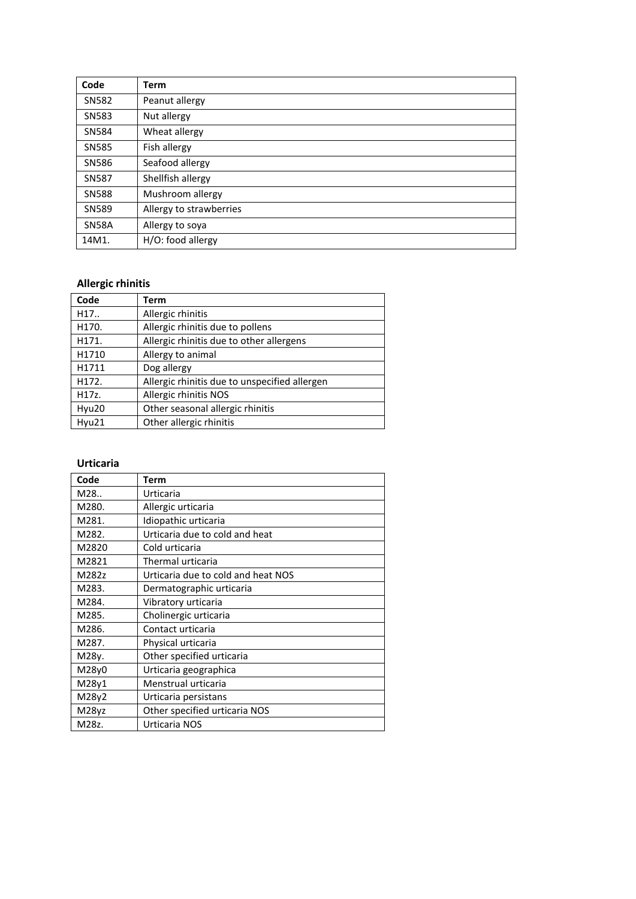| Code | Term |
|---|---|
| SN582 | Peanut allergy |
| SN583 | Nut allergy |
| SN584 | Wheat allergy |
| SN585 | Fish allergy |
| SN586 | Seafood allergy |
| SN587 | Shellfish allergy |
| SN588 | Mushroom allergy |
| SN589 | Allergy to strawberries |
| SN58A | Allergy to soya |
| 14M1. | H/O: food allergy |

**Allergic rhinitis**

| Code | Term |
|---|---|
| H17.. | Allergic rhinitis |
| H170. | Allergic rhinitis due to pollens |
| H171. | Allergic rhinitis due to other allergens |
| H1710 | Allergy to animal |
| H1711 | Dog allergy |
| H172. | Allergic rhinitis due to unspecified allergen |
| H17z. | Allergic rhinitis NOS |
| Hyu20 | Other seasonal allergic rhinitis |
| Hyu21 | Other allergic rhinitis |

**Urticaria**

| Code | Term |
|---|---|
| M28.. | Urticaria |
| M280. | Allergic urticaria |
| M281. | Idiopathic urticaria |
| M282. | Urticaria due to cold and heat |
| M2820 | Cold urticaria |
| M2821 | Thermal urticaria |
| M282z | Urticaria due to cold and heat NOS |
| M283. | Dermatographic urticaria |
| M284. | Vibratory urticaria |
| M285. | Cholinergic urticaria |
| M286. | Contact urticaria |
| M287. | Physical urticaria |
| M28y. | Other specified urticaria |
| M28y0 | Urticaria geographica |
| M28y1 | Menstrual urticaria |
| M28y2 | Urticaria persistans |
| M28yz | Other specified urticaria NOS |
| M28z. | Urticaria NOS |